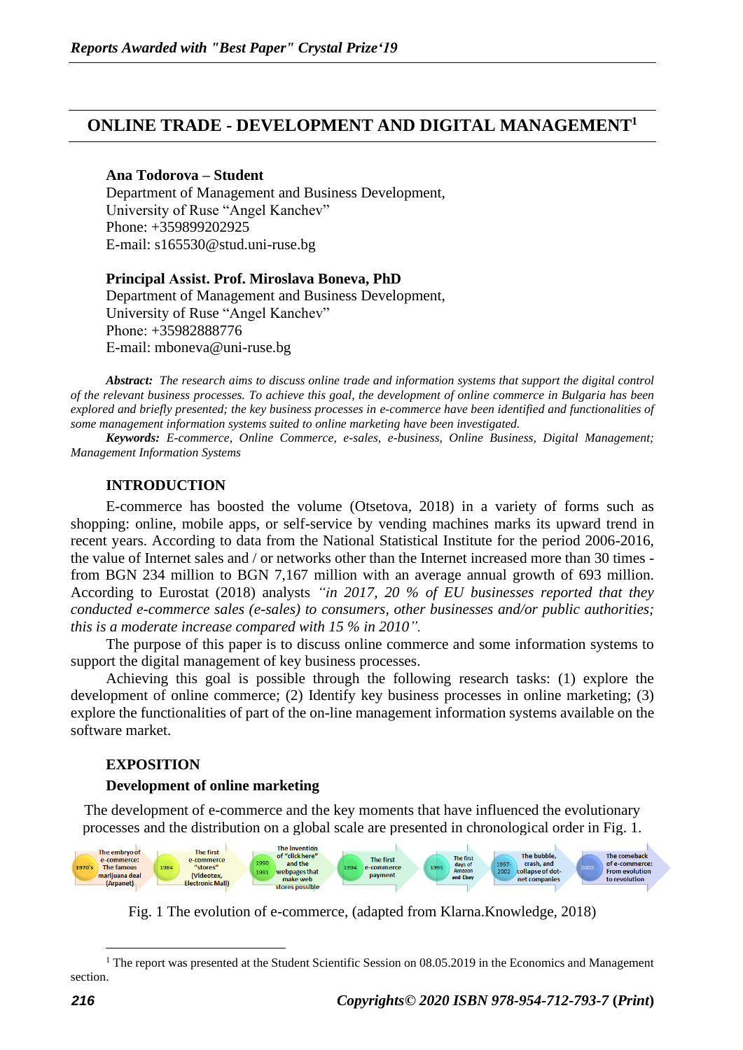# ONLINE TRADE - DEVELOPMENT AND DIGITAL MANAGEMENT[1]

**Ana Todorova – Student**
Department of Management and Business Development,
University of Ruse "Angel Kanchev"
Phone: +359899202925
E-mail: s165530@stud.uni-ruse.bg

**Principal Assist. Prof. Miroslava Boneva, PhD**
Department of Management and Business Development,
University of Ruse "Angel Kanchev"
Phone: +35982888776
E-mail: mboneva@uni-ruse.bg

***Abstract:*** *The research aims to discuss online trade and information systems that support the digital control of the relevant business processes. To achieve this goal, the development of online commerce in Bulgaria has been explored and briefly presented; the key business processes in e-commerce have been identified and functionalities of some management information systems suited to online marketing have been investigated.*

***Keywords:*** *E-commerce, Online Commerce, e-sales, e-business, Online Business, Digital Management; Management Information Systems*

## INTRODUCTION

E-commerce has boosted the volume (Otsetova, 2018) in a variety of forms such as shopping: online, mobile apps, or self-service by vending machines marks its upward trend in recent years. According to data from the National Statistical Institute for the period 2006-2016, the value of Internet sales and / or networks other than the Internet increased more than 30 times - from BGN 234 million to BGN 7,167 million with an average annual growth of 693 million. According to Eurostat (2018) analysts *"in 2017, 20 % of EU businesses reported that they conducted e-commerce sales (e-sales) to consumers, other businesses and/or public authorities; this is a moderate increase compared with 15 % in 2010".*

The purpose of this paper is to discuss online commerce and some information systems to support the digital management of key business processes.

Achieving this goal is possible through the following research tasks: (1) explore the development of online commerce; (2) Identify key business processes in online marketing; (3) explore the functionalities of part of the on-line management information systems available on the software market.

## EXPOSITION

### Development of online marketing

The development of e-commerce and the key moments that have influenced the evolutionary processes and the distribution on a global scale are presented in chronological order in Fig. 1.

| 1970's | 1984 | 1990 1991 | 1994 | 1995 | 1997-2002 | 2003 |
|---|---|---|---|---|---|---|
| The embryo of e-commerce: The famous marijuana deal (Arpanet) | The first e-commerce "stores" (Videotex, Electronic Mall) | The invention of "click here" and the webpages that make web stores possible | The first e-commerce payment | The first days of Amazon and Ebay | The bubble, crash, and collapse of dot-net companies | The comeback of e-commerce: From evolution to revolution |

Fig. 1 The evolution of e-commerce, (adapted from Klarna.Knowledge, 2018)

[1] The report was presented at the Student Scientific Session on 08.05.2019 in the Economics and Management section.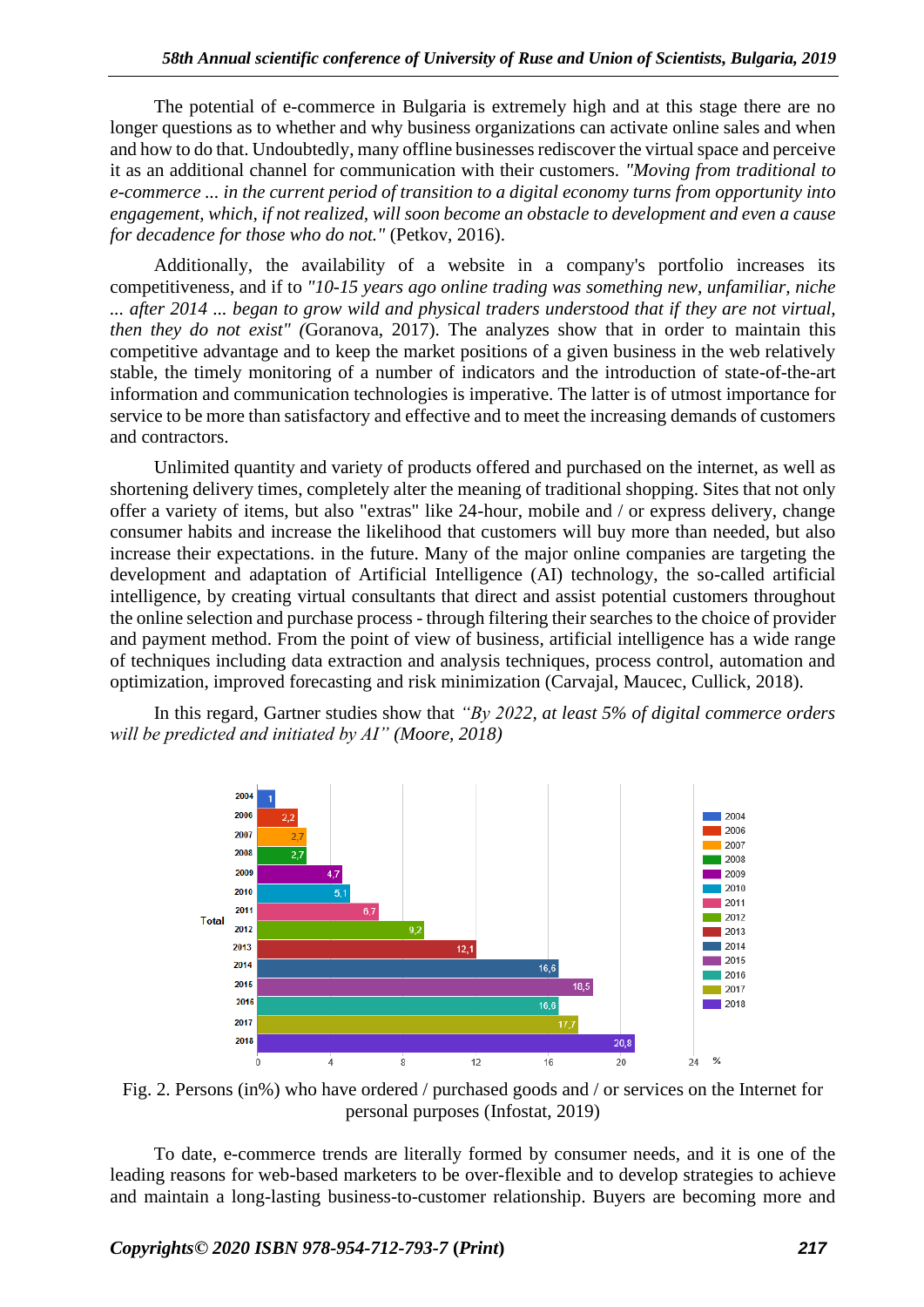The potential of e-commerce in Bulgaria is extremely high and at this stage there are no longer questions as to whether and why business organizations can activate online sales and when and how to do that. Undoubtedly, many offline businesses rediscover the virtual space and perceive it as an additional channel for communication with their customers. *"Moving from traditional to e-commerce ... in the current period of transition to a digital economy turns from opportunity into engagement, which, if not realized, will soon become an obstacle to development and even a cause for decadence for those who do not."* (Petkov, 2016).

Additionally, the availability of a website in a company's portfolio increases its competitiveness, and if to *"10-15 years ago online trading was something new, unfamiliar, niche ... after 2014 ... began to grow wild and physical traders understood that if they are not virtual, then they do not exist"* (Goranova, 2017). The analyzes show that in order to maintain this competitive advantage and to keep the market positions of a given business in the web relatively stable, the timely monitoring of a number of indicators and the introduction of state-of-the-art information and communication technologies is imperative. The latter is of utmost importance for service to be more than satisfactory and effective and to meet the increasing demands of customers and contractors.

Unlimited quantity and variety of products offered and purchased on the internet, as well as shortening delivery times, completely alter the meaning of traditional shopping. Sites that not only offer a variety of items, but also "extras" like 24-hour, mobile and / or express delivery, change consumer habits and increase the likelihood that customers will buy more than needed, but also increase their expectations. in the future. Many of the major online companies are targeting the development and adaptation of Artificial Intelligence (AI) technology, the so-called artificial intelligence, by creating virtual consultants that direct and assist potential customers throughout the online selection and purchase process - through filtering their searches to the choice of provider and payment method. From the point of view of business, artificial intelligence has a wide range of techniques including data extraction and analysis techniques, process control, automation and optimization, improved forecasting and risk minimization (Carvajal, Maucec, Cullick, 2018).

In this regard, Gartner studies show that *"By 2022, at least 5% of digital commerce orders will be predicted and initiated by AI" (Moore, 2018)*

| Year | % |
|---|---|
| 2004 | 1 |
| 2006 | 2,2 |
| 2007 | 2,7 |
| 2008 | 2,7 |
| 2009 | 4,7 |
| 2010 | 5,1 |
| 2011 | 6,7 |
| 2012 | 9,2 |
| 2013 | 12,1 |
| 2014 | 16,6 |
| 2015 | 18,5 |
| 2016 | 16,6 |
| 2017 | 17,7 |
| 2018 | 20,8 |

Fig. 2. Persons (in%) who have ordered / purchased goods and / or services on the Internet for personal purposes (Infostat, 2019)

To date, e-commerce trends are literally formed by consumer needs, and it is one of the leading reasons for web-based marketers to be over-flexible and to develop strategies to achieve and maintain a long-lasting business-to-customer relationship. Buyers are becoming more and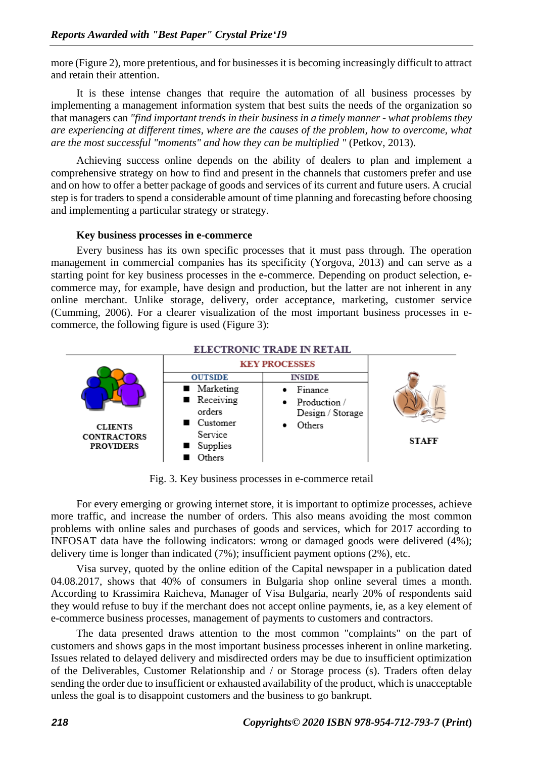more (Figure 2), more pretentious, and for businesses it is becoming increasingly difficult to attract and retain their attention.

It is these intense changes that require the automation of all business processes by implementing a management information system that best suits the needs of the organization so that managers can *"find important trends in their business in a timely manner - what problems they are experiencing at different times, where are the causes of the problem, how to overcome, what are the most successful "moments" and how they can be multiplied "* (Petkov, 2013).

Achieving success online depends on the ability of dealers to plan and implement a comprehensive strategy on how to find and present in the channels that customers prefer and use and on how to offer a better package of goods and services of its current and future users. A crucial step is for traders to spend a considerable amount of time planning and forecasting before choosing and implementing a particular strategy or strategy.

**Key business processes in e-commerce**

Every business has its own specific processes that it must pass through. The operation management in commercial companies has its specificity (Yorgova, 2013) and can serve as a starting point for key business processes in the e-commerce. Depending on product selection, e-commerce may, for example, have design and production, but the latter are not inherent in any online merchant. Unlike storage, delivery, order acceptance, marketing, customer service (Cumming, 2006). For a clearer visualization of the most important business processes in e-commerce, the following figure is used (Figure 3):

| ELECTRONIC TRADE IN RETAIL | | | |
|---|---|---|---|
| | KEY PROCESSES | | |
| | OUTSIDE | INSIDE | |
| CLIENTS CONTRACTORS PROVIDERS | ■ Marketing<br>■ Receiving orders<br>■ Customer Service<br>■ Supplies<br>■ Others | • Finance<br>• Production / Design / Storage<br>• Others | STAFF |

Fig. 3. Key business processes in e-commerce retail

For every emerging or growing internet store, it is important to optimize processes, achieve more traffic, and increase the number of orders. This also means avoiding the most common problems with online sales and purchases of goods and services, which for 2017 according to INFOSAT data have the following indicators: wrong or damaged goods were delivered (4%); delivery time is longer than indicated (7%); insufficient payment options (2%), etc.

Visa survey, quoted by the online edition of the Capital newspaper in a publication dated 04.08.2017, shows that 40% of consumers in Bulgaria shop online several times a month. According to Krassimira Raicheva, Manager of Visa Bulgaria, nearly 20% of respondents said they would refuse to buy if the merchant does not accept online payments, ie, as a key element of e-commerce business processes, management of payments to customers and contractors.

The data presented draws attention to the most common "complaints" on the part of customers and shows gaps in the most important business processes inherent in online marketing. Issues related to delayed delivery and misdirected orders may be due to insufficient optimization of the Deliverables, Customer Relationship and / or Storage process (s). Traders often delay sending the order due to insufficient or exhausted availability of the product, which is unacceptable unless the goal is to disappoint customers and the business to go bankrupt.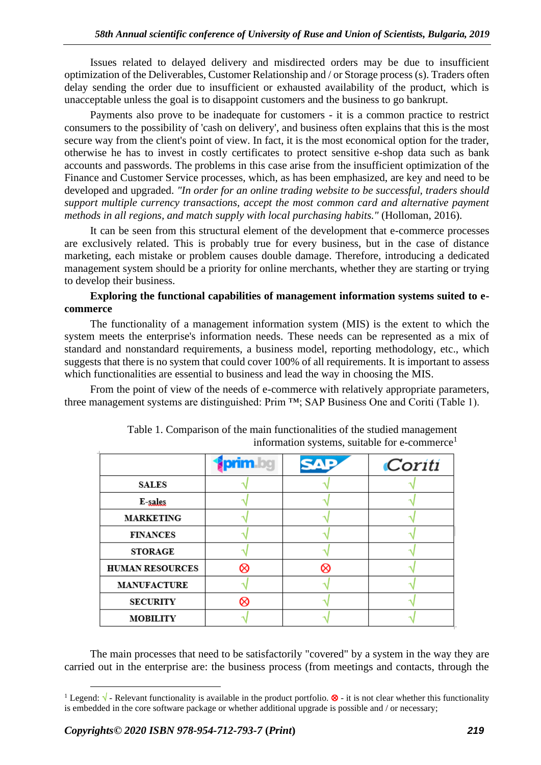Issues related to delayed delivery and misdirected orders may be due to insufficient optimization of the Deliverables, Customer Relationship and / or Storage process (s). Traders often delay sending the order due to insufficient or exhausted availability of the product, which is unacceptable unless the goal is to disappoint customers and the business to go bankrupt.

Payments also prove to be inadequate for customers - it is a common practice to restrict consumers to the possibility of 'cash on delivery', and business often explains that this is the most secure way from the client's point of view. In fact, it is the most economical option for the trader, otherwise he has to invest in costly certificates to protect sensitive e-shop data such as bank accounts and passwords. The problems in this case arise from the insufficient optimization of the Finance and Customer Service processes, which, as has been emphasized, are key and need to be developed and upgraded. *"In order for an online trading website to be successful, traders should support multiple currency transactions, accept the most common card and alternative payment methods in all regions, and match supply with local purchasing habits."* (Holloman, 2016).

It can be seen from this structural element of the development that e-commerce processes are exclusively related. This is probably true for every business, but in the case of distance marketing, each mistake or problem causes double damage. Therefore, introducing a dedicated management system should be a priority for online merchants, whether they are starting or trying to develop their business.

**Exploring the functional capabilities of management information systems suited to e-commerce**

The functionality of a management information system (MIS) is the extent to which the system meets the enterprise's information needs. These needs can be represented as a mix of standard and nonstandard requirements, a business model, reporting methodology, etc., which suggests that there is no system that could cover 100% of all requirements. It is important to assess which functionalities are essential to business and lead the way in choosing the MIS.

From the point of view of the needs of e-commerce with relatively appropriate parameters, three management systems are distinguished: Prim ™; SAP Business One and Coriti (Table 1).

Table 1. Comparison of the main functionalities of the studied management information systems, suitable for e-commerce[1]

| | prim.bg | SAP | Coriti |
|---|---|---|---|
| SALES | √ | √ | √ |
| E-sales | √ | √ | √ |
| MARKETING | √ | √ | √ |
| FINANCES | √ | √ | √ |
| STORAGE | √ | √ | √ |
| HUMAN RESOURCES | ⊗ | ⊗ | √ |
| MANUFACTURE | √ | √ | √ |
| SECURITY | ⊗ | √ | √ |
| MOBILITY | √ | √ | √ |

The main processes that need to be satisfactorily "covered" by a system in the way they are carried out in the enterprise are: the business process (from meetings and contacts, through the

[1] Legend: √ - Relevant functionality is available in the product portfolio. ⊗ - it is not clear whether this functionality is embedded in the core software package or whether additional upgrade is possible and / or necessary;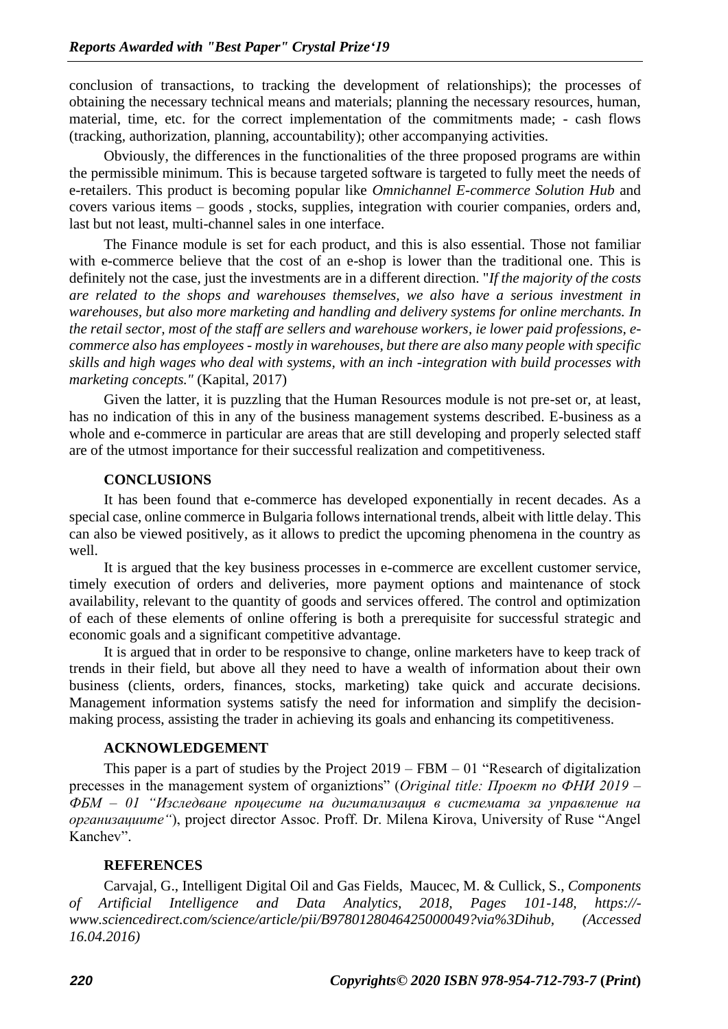conclusion of transactions, to tracking the development of relationships); the processes of obtaining the necessary technical means and materials; planning the necessary resources, human, material, time, etc. for the correct implementation of the commitments made; - cash flows (tracking, authorization, planning, accountability); other accompanying activities.

Obviously, the differences in the functionalities of the three proposed programs are within the permissible minimum. This is because targeted software is targeted to fully meet the needs of e-retailers. This product is becoming popular like *Omnichannel E-commerce Solution Hub* and covers various items – goods , stocks, supplies, integration with courier companies, orders and, last but not least, multi-channel sales in one interface.

The Finance module is set for each product, and this is also essential. Those not familiar with e-commerce believe that the cost of an e-shop is lower than the traditional one. This is definitely not the case, just the investments are in a different direction. "*If the majority of the costs are related to the shops and warehouses themselves, we also have a serious investment in warehouses, but also more marketing and handling and delivery systems for online merchants. In the retail sector, most of the staff are sellers and warehouse workers, ie lower paid professions, e-commerce also has employees - mostly in warehouses, but there are also many people with specific skills and high wages who deal with systems, with an inch -integration with build processes with marketing concepts."* (Kapital, 2017)

Given the latter, it is puzzling that the Human Resources module is not pre-set or, at least, has no indication of this in any of the business management systems described. E-business as a whole and e-commerce in particular are areas that are still developing and properly selected staff are of the utmost importance for their successful realization and competitiveness.

## CONCLUSIONS

It has been found that e-commerce has developed exponentially in recent decades. As a special case, online commerce in Bulgaria follows international trends, albeit with little delay. This can also be viewed positively, as it allows to predict the upcoming phenomena in the country as well.

It is argued that the key business processes in e-commerce are excellent customer service, timely execution of orders and deliveries, more payment options and maintenance of stock availability, relevant to the quantity of goods and services offered. The control and optimization of each of these elements of online offering is both a prerequisite for successful strategic and economic goals and a significant competitive advantage.

It is argued that in order to be responsive to change, online marketers have to keep track of trends in their field, but above all they need to have a wealth of information about their own business (clients, orders, finances, stocks, marketing) take quick and accurate decisions. Management information systems satisfy the need for information and simplify the decision-making process, assisting the trader in achieving its goals and enhancing its competitiveness.

## ACKNOWLEDGEMENT

This paper is a part of studies by the Project 2019 – FBM – 01 "Research of digitalization precesses in the management system of organiztions" (*Original title: Проект по ФНИ 2019 – ФБМ – 01 "Изследване процесите на дигитализация в системата за управление на организациите"*), project director Assoc. Proff. Dr. Milena Kirova, University of Ruse "Angel Kanchev".

## REFERENCES

Carvajal, G., Intelligent Digital Oil and Gas Fields, Maucec, M. & Cullick, S., *Components of Artificial Intelligence and Data Analytics, 2018, Pages 101-148, https://-www.sciencedirect.com/science/article/pii/B9780128046425000049?via%3Dihub, (Accessed 16.04.2016)*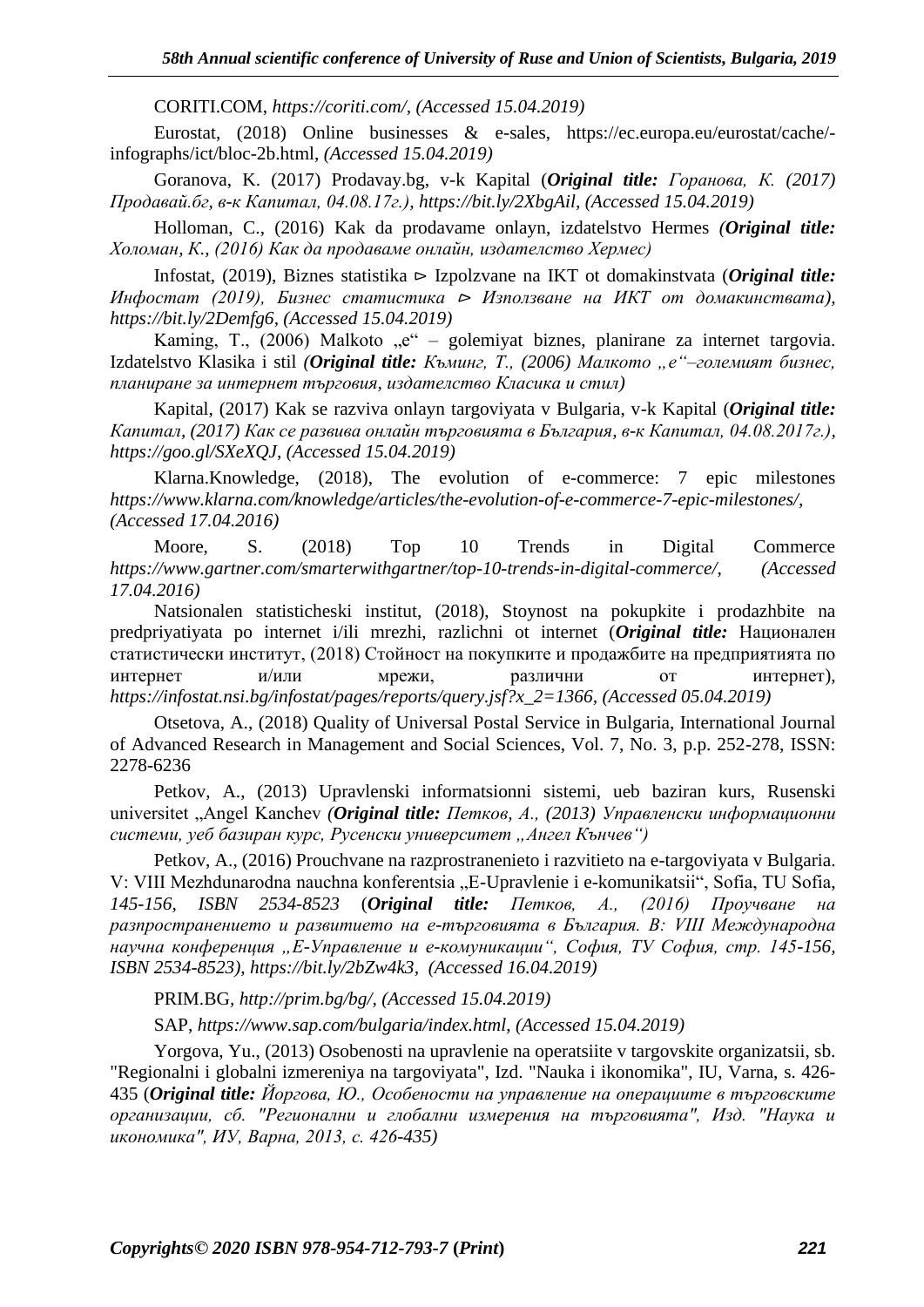CORITI.COM, *https://coriti.com/, (Accessed 15.04.2019)*

Eurostat, (2018) Online businesses & e-sales, https://ec.europa.eu/eurostat/cache/-infographs/ict/bloc-2b.html, *(Accessed 15.04.2019)*

Goranova, K. (2017) Prodavay.bg, v-k Kapital (***Original title:*** *Горанова, К. (2017) Продавай.бг, в-к Капитал, 04.08.17г.), https://bit.ly/2XbgAil, (Accessed 15.04.2019)*

Holloman, C., (2016) Kak da prodavame onlayn, izdatelstvo Hermes *(**Original title:** Холоман, К., (2016) Как да продаваме онлайн, издателство Хермес)*

Infostat, (2019), Biznes statistika ⊳ Izpolzvane na IKT ot domakinstvata (***Original title:*** *Инфостат (2019), Бизнес статистика ⊳ Използване на ИКТ от домакинствата), https://bit.ly/2Demfg6, (Accessed 15.04.2019)*

Kaming, T., (2006) Malkoto „e“ – golemiyat biznes, planirane za internet targovia. Izdatelstvo Klasika i stil *(**Original title:** Къминг, Т., (2006) Малкото „е“–големият бизнес, планиране за интернет търговия, издателство Класика и стил)*

Kapital, (2017) Kak se razviva onlayn targoviyata v Bulgaria, v-k Kapital (***Original title:*** *Капитал, (2017) Как се развива онлайн търговията в България, в-к Капитал, 04.08.2017г.), https://goo.gl/SXeXQJ, (Accessed 15.04.2019)*

Klarna.Knowledge, (2018), The evolution of e-commerce: 7 epic milestones *https://www.klarna.com/knowledge/articles/the-evolution-of-e-commerce-7-epic-milestones/, (Accessed 17.04.2016)*

Moore, S. (2018) Top 10 Trends in Digital Commerce *https://www.gartner.com/smarterwithgartner/top-10-trends-in-digital-commerce/, (Accessed 17.04.2016)*

Natsionalen statisticheski institut, (2018), Stoynost na pokupkite i prodazhbite na predpriyatiyata po internet i/ili mrezhi, razlichni ot internet (***Original title:*** Национален статистически институт, (2018) Стойност на покупките и продажбите на предприятията по интернет и/или мрежи, различни от интернет), *https://infostat.nsi.bg/infostat/pages/reports/query.jsf?x_2=1366, (Accessed 05.04.2019)*

Otsetova, A., (2018) Quality of Universal Postal Service in Bulgaria, International Journal of Advanced Research in Management and Social Sciences, Vol. 7, No. 3, p.p. 252-278, ISSN: 2278-6236

Petkov, A., (2013) Upravlenski informatsionni sistemi, ueb baziran kurs, Rusenski universitet „Angel Kanchev *(**Original title:** Петков, А., (2013) Управленски информационни системи, уеб базиран курс, Русенски университет „Ангел Кънчев“)*

Petkov, A., (2016) Prouchvane na razprostranenieto i razvitieto na e-targoviyata v Bulgaria. V: VIII Mezhdunarodna nauchna konferentsia „E-Upravlenie i e-komunikatsii“, Sofia, TU Sofia, *145-156, ISBN 2534-8523* (***Original title:*** *Петков, А., (2016) Проучване на разпространението и развитието на е-търговията в България. В: VIII Международна научна конференция „Е-Управление и е-комуникации“, София, ТУ София, стр. 145-156, ISBN 2534-8523), https://bit.ly/2bZw4k3, (Accessed 16.04.2019)*

PRIM.BG, *http://prim.bg/bg/, (Accessed 15.04.2019)*

SAP, *https://www.sap.com/bulgaria/index.html, (Accessed 15.04.2019)*

Yorgova, Yu., (2013) Osobenosti na upravlenie na operatsiite v targovskite organizatsii, sb. "Regionalni i globalni izmereniya na targoviyata", Izd. "Nauka i ikonomika", IU, Varna, s. 426-435 (***Original title:*** *Йоргова, Ю., Особености на управление на операциите в търговските организации, сб. "Регионални и глобални измерения на търговията", Изд. "Наука и икономика", ИУ, Варна, 2013, с. 426-435)*